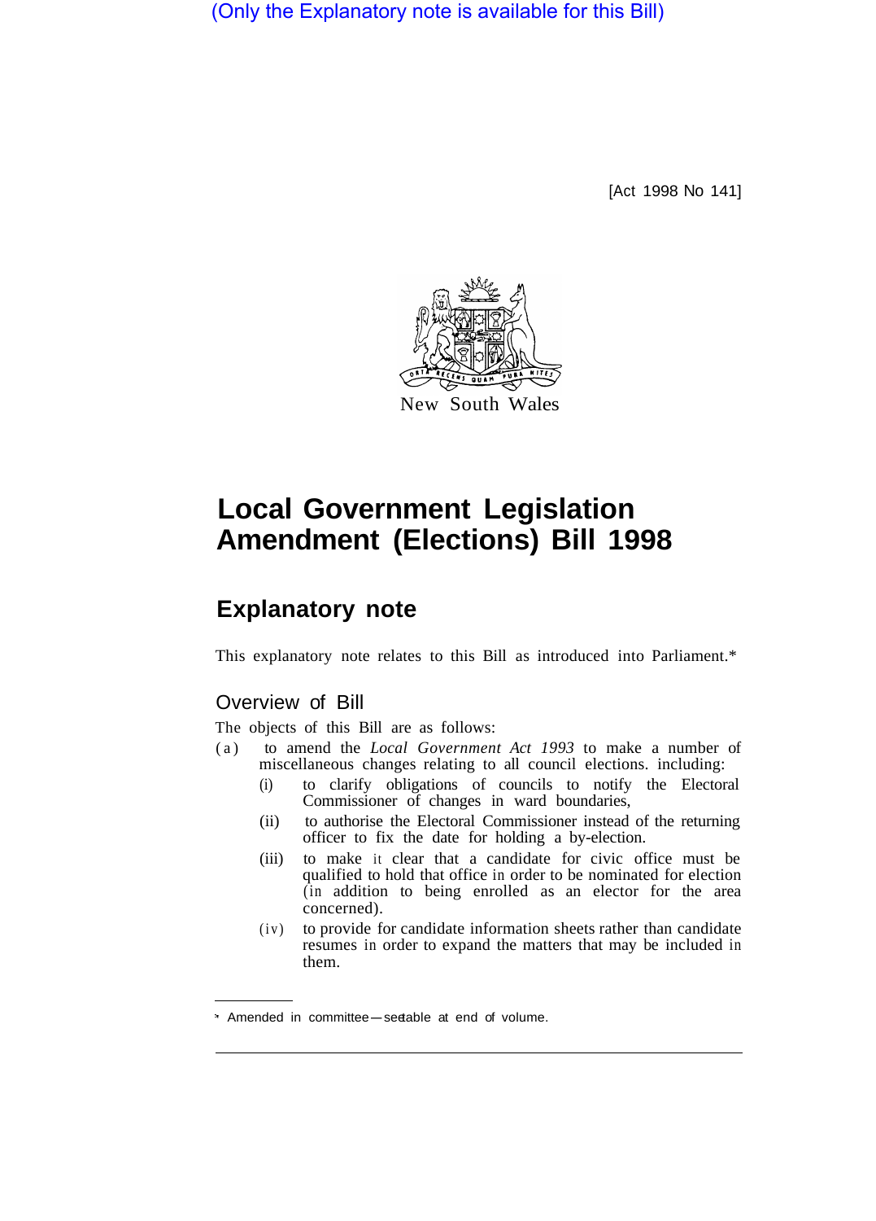(Only the Explanatory note is available for this Bill)

[Act 1998 No 141]

New South Wales

# Local Government Legislation Amendment (Elections) Bill 1998

## Explanatory note

This explanatory note relates to this Bill as introduced into Parliament.*

### Overview of Bill

The objects of this Bill are as follows:

(a) to amend the *Local Government Act 1993* to make a number of miscellaneous changes relating to all council elections. including:

   (i) to clarify obligations of councils to notify the Electoral Commissioner of changes in ward boundaries,

   (ii) to authorise the Electoral Commissioner instead of the returning officer to fix the date for holding a by-election.

   (iii) to make it clear that a candidate for civic office must be qualified to hold that office in order to be nominated for election (in addition to being enrolled as an elector for the area concerned).

   (iv) to provide for candidate information sheets rather than candidate resumes in order to expand the matters that may be included in them.

* Amended in committee—see table at end of volume.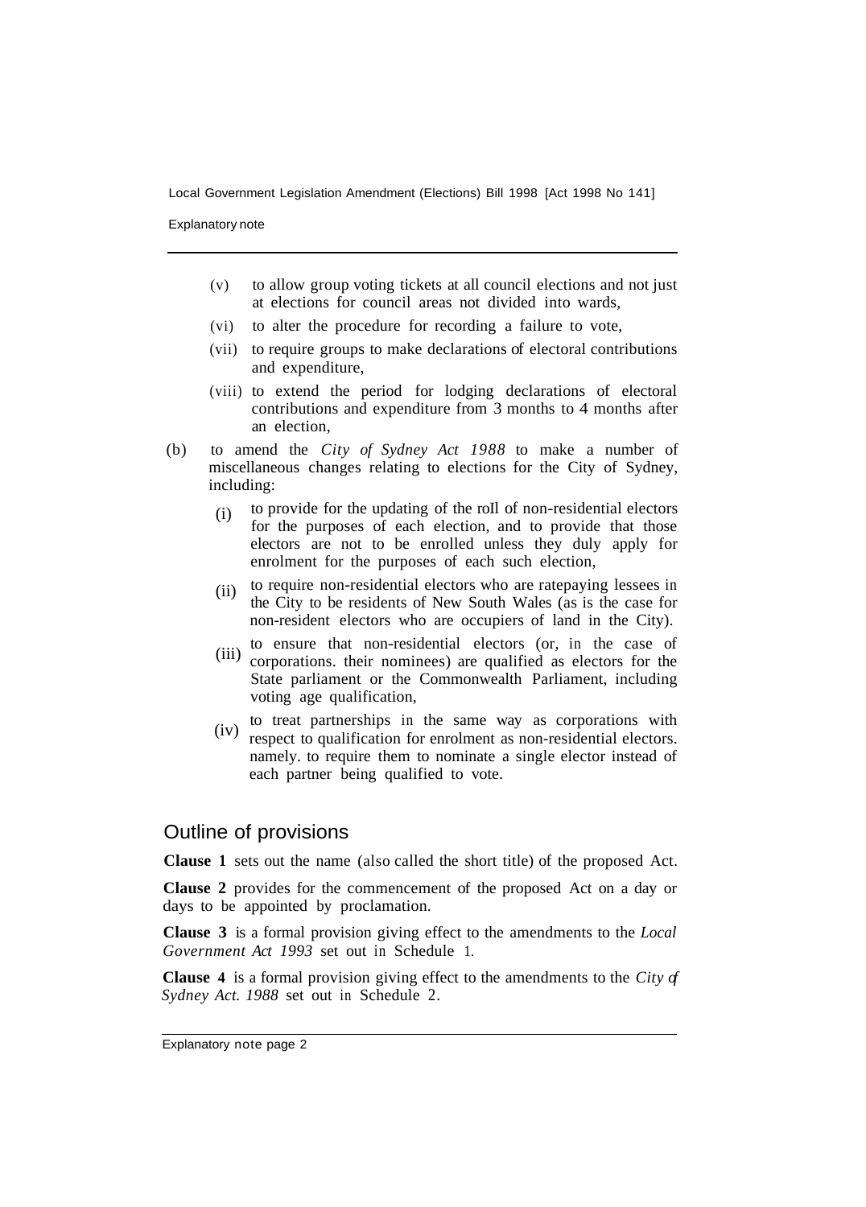(v) to allow group voting tickets at all council elections and not just at elections for council areas not divided into wards,

(vi) to alter the procedure for recording a failure to vote,

(vii) to require groups to make declarations of electoral contributions and expenditure,

(viii) to extend the period for lodging declarations of electoral contributions and expenditure from 3 months to 4 months after an election,

(b) to amend the *City of Sydney Act 1988* to make a number of miscellaneous changes relating to elections for the City of Sydney, including:

(i) to provide for the updating of the roll of non-residential electors for the purposes of each election, and to provide that those electors are not to be enrolled unless they duly apply for enrolment for the purposes of each such election,

(ii) to require non-residential electors who are ratepaying lessees in the City to be residents of New South Wales (as is the case for non-resident electors who are occupiers of land in the City).

(iii) to ensure that non-residential electors (or, in the case of corporations. their nominees) are qualified as electors for the State parliament or the Commonwealth Parliament, including voting age qualification,

(iv) to treat partnerships in the same way as corporations with respect to qualification for enrolment as non-residential electors. namely. to require them to nominate a single elector instead of each partner being qualified to vote.

## Outline of provisions

**Clause 1** sets out the name (also called the short title) of the proposed Act.

**Clause 2** provides for the commencement of the proposed Act on a day or days to be appointed by proclamation.

**Clause 3** is a formal provision giving effect to the amendments to the *Local Government Act 1993* set out in Schedule 1.

**Clause 4** is a formal provision giving effect to the amendments to the *City of Sydney Act. 1988* set out in Schedule 2.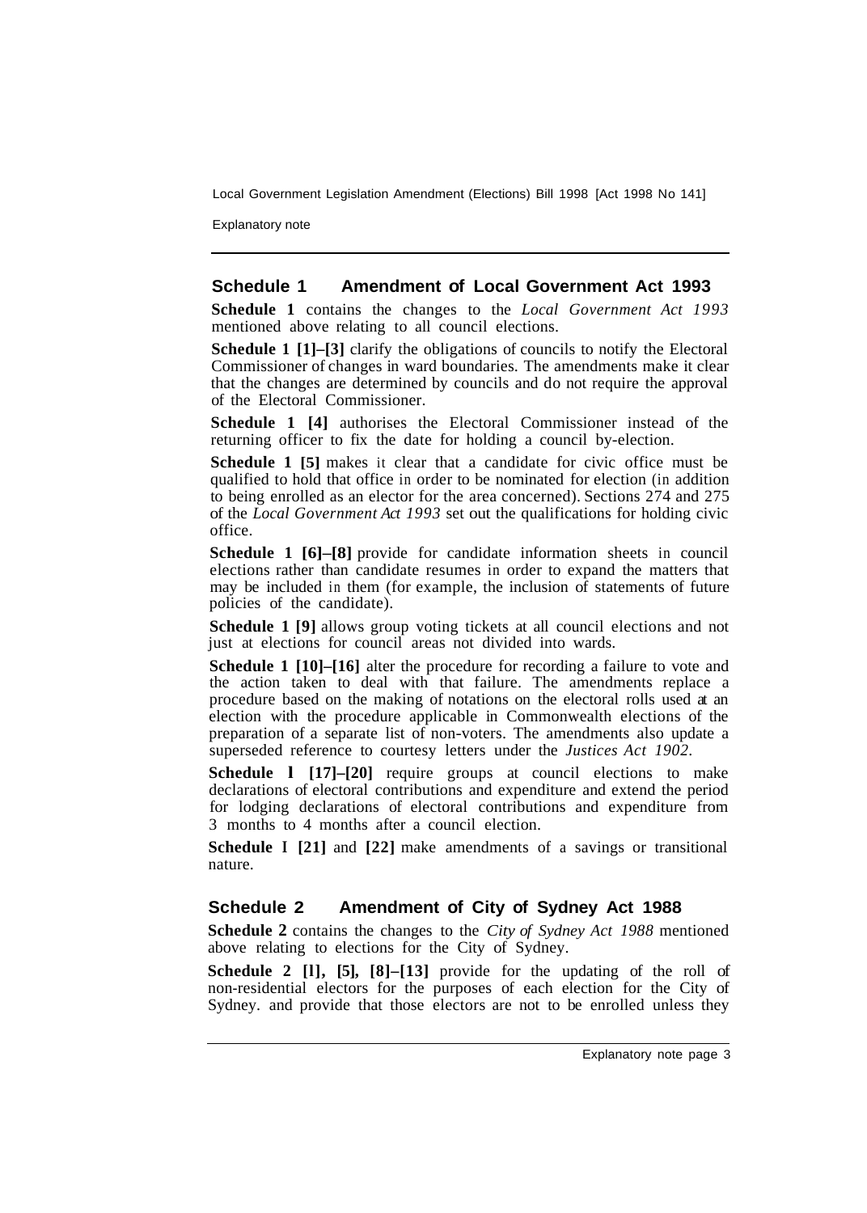## Schedule 1 Amendment of Local Government Act 1993

**Schedule 1** contains the changes to the *Local Government Act 1993* mentioned above relating to all council elections.

**Schedule 1 [1]–[3]** clarify the obligations of councils to notify the Electoral Commissioner of changes in ward boundaries. The amendments make it clear that the changes are determined by councils and do not require the approval of the Electoral Commissioner.

**Schedule 1 [4]** authorises the Electoral Commissioner instead of the returning officer to fix the date for holding a council by-election.

**Schedule 1 [5]** makes it clear that a candidate for civic office must be qualified to hold that office in order to be nominated for election (in addition to being enrolled as an elector for the area concerned). Sections 274 and 275 of the *Local Government Act 1993* set out the qualifications for holding civic office.

**Schedule 1 [6]–[8]** provide for candidate information sheets in council elections rather than candidate resumes in order to expand the matters that may be included in them (for example, the inclusion of statements of future policies of the candidate).

**Schedule 1 [9]** allows group voting tickets at all council elections and not just at elections for council areas not divided into wards.

**Schedule 1 [10]–[16]** alter the procedure for recording a failure to vote and the action taken to deal with that failure. The amendments replace a procedure based on the making of notations on the electoral rolls used at an election with the procedure applicable in Commonwealth elections of the preparation of a separate list of non-voters. The amendments also update a superseded reference to courtesy letters under the *Justices Act 1902*.

**Schedule 1 [17]–[20]** require groups at council elections to make declarations of electoral contributions and expenditure and extend the period for lodging declarations of electoral contributions and expenditure from 3 months to 4 months after a council election.

**Schedule 1 [21]** and **[22]** make amendments of a savings or transitional nature.

## Schedule 2 Amendment of City of Sydney Act 1988

**Schedule 2** contains the changes to the *City of Sydney Act 1988* mentioned above relating to elections for the City of Sydney.

**Schedule 2 [1], [5], [8]–[13]** provide for the updating of the roll of non-residential electors for the purposes of each election for the City of Sydney. and provide that those electors are not to be enrolled unless they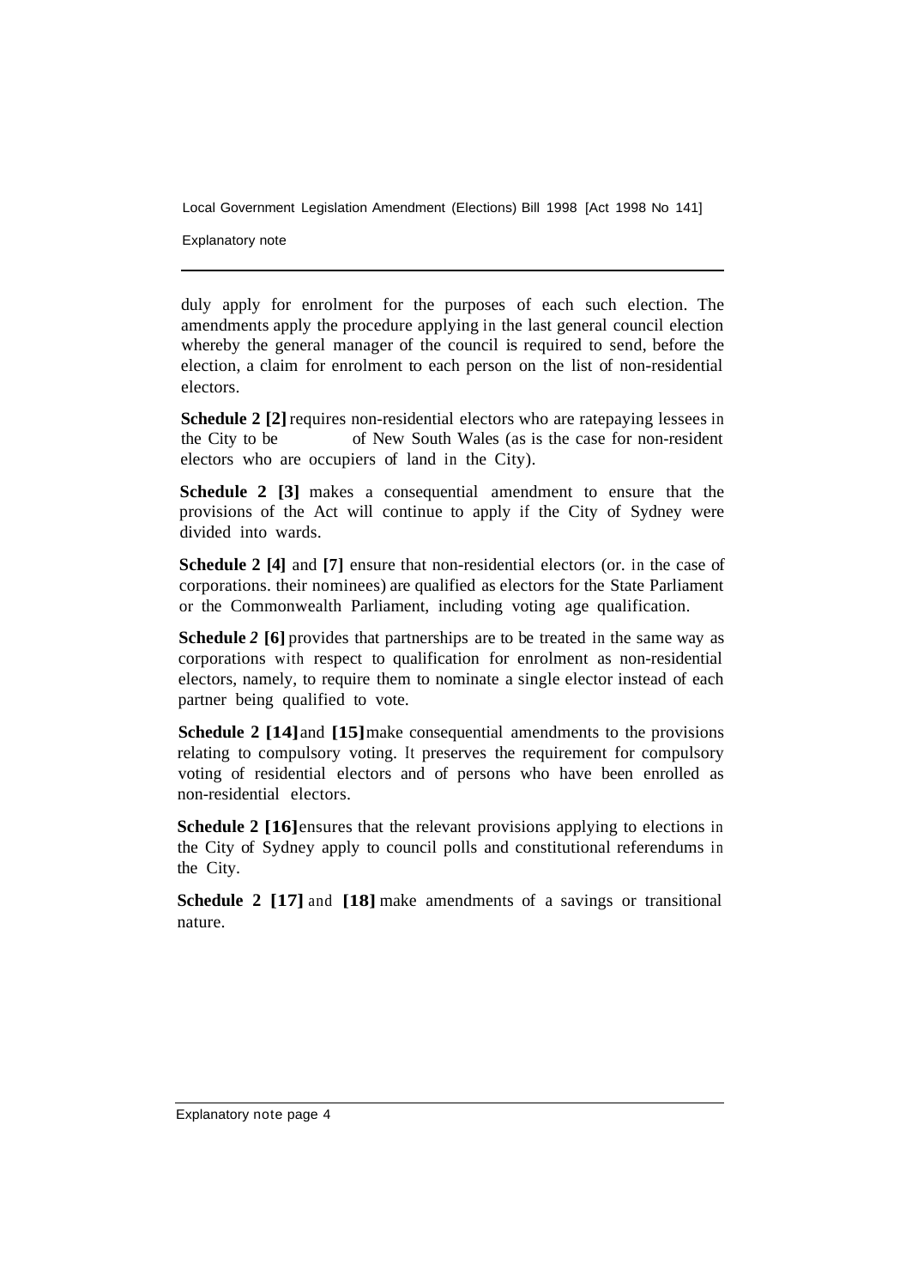duly apply for enrolment for the purposes of each such election. The amendments apply the procedure applying in the last general council election whereby the general manager of the council is required to send, before the election, a claim for enrolment to each person on the list of non-residential electors.

**Schedule 2 [2]** requires non-residential electors who are ratepaying lessees in the City to be of New South Wales (as is the case for non-resident electors who are occupiers of land in the City).

**Schedule 2 [3]** makes a consequential amendment to ensure that the provisions of the Act will continue to apply if the City of Sydney were divided into wards.

**Schedule 2 [4]** and **[7]** ensure that non-residential electors (or. in the case of corporations. their nominees) are qualified as electors for the State Parliament or the Commonwealth Parliament, including voting age qualification.

**Schedule *2* [6]** provides that partnerships are to be treated in the same way as corporations with respect to qualification for enrolment as non-residential electors, namely, to require them to nominate a single elector instead of each partner being qualified to vote.

**Schedule 2 [14]** and **[15]** make consequential amendments to the provisions relating to compulsory voting. It preserves the requirement for compulsory voting of residential electors and of persons who have been enrolled as non-residential electors.

**Schedule 2 [16]** ensures that the relevant provisions applying to elections in the City of Sydney apply to council polls and constitutional referendums in the City.

**Schedule 2 [17]** and **[18]** make amendments of a savings or transitional nature.